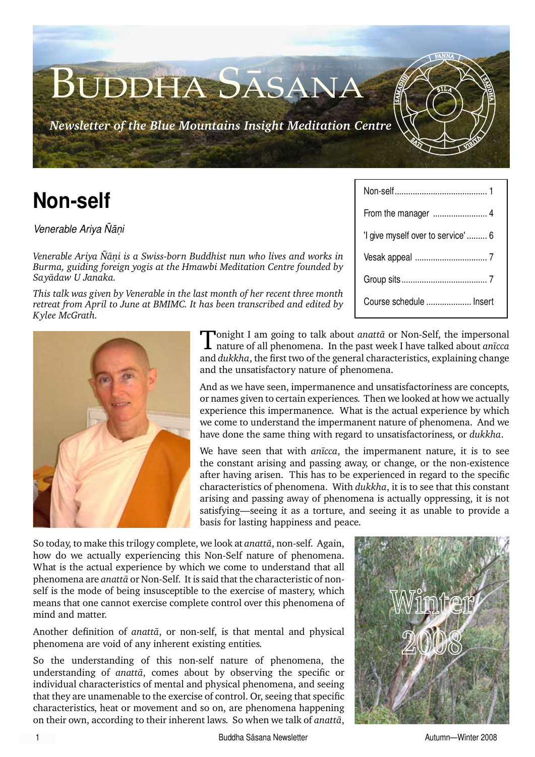# Buddha Sāsana

*Newsletter of the Blue Mountains Insight Meditation Centre*

| | |
|---|---|
| Non-self | 1 |
| From the manager | 4 |
| 'I give myself over to service' | 6 |
| Vesak appeal | 7 |
| Group sits | 7 |
| Course schedule | Insert |

Winter 2008

## Non-self

*Venerable Ariya Ñāṇi*

*Venerable Ariya Ñāṇi is a Swiss-born Buddhist nun who lives and works in Burma, guiding foreign yogis at the Hmawbi Meditation Centre founded by Sayādaw U Janaka.*

*This talk was given by Venerable in the last month of her recent three month retreat from April to June at BMIMC. It has been transcribed and edited by Kylee McGrath.*

Tonight I am going to talk about *anattā* or Non-Self, the impersonal nature of all phenomena. In the past week I have talked about *anīcca* and *dukkha*, the first two of the general characteristics, explaining change and the unsatisfactory nature of phenomena.

And as we have seen, impermanence and unsatisfactoriness are concepts, or names given to certain experiences. Then we looked at how we actually experience this impermanence. What is the actual experience by which we come to understand the impermanent nature of phenomena. And we have done the same thing with regard to unsatisfactoriness, or *dukkha*.

We have seen that with *anīcca*, the impermanent nature, it is to see the constant arising and passing away, or change, or the non-existence after having arisen. This has to be experienced in regard to the specific characteristics of phenomena. With *dukkha*, it is to see that this constant arising and passing away of phenomena is actually oppressing, it is not satisfying—seeing it as a torture, and seeing it as unable to provide a basis for lasting happiness and peace.

So today, to make this trilogy complete, we look at *anattā*, non-self. Again, how do we actually experiencing this Non-Self nature of phenomena. What is the actual experience by which we come to understand that all phenomena are *anattā* or Non-Self. It is said that the characteristic of non-self is the mode of being insusceptible to the exercise of mastery, which means that one cannot exercise complete control over this phenomena of mind and matter.

Another definition of *anattā*, or non-self, is that mental and physical phenomena are void of any inherent existing entities.

So the understanding of this non-self nature of phenomena, the understanding of *anattā*, comes about by observing the specific or individual characteristics of mental and physical phenomena, and seeing that they are unamenable to the exercise of control. Or, seeing that specific characteristics, heat or movement and so on, are phenomena happening on their own, according to their inherent laws. So when we talk of *anattā*,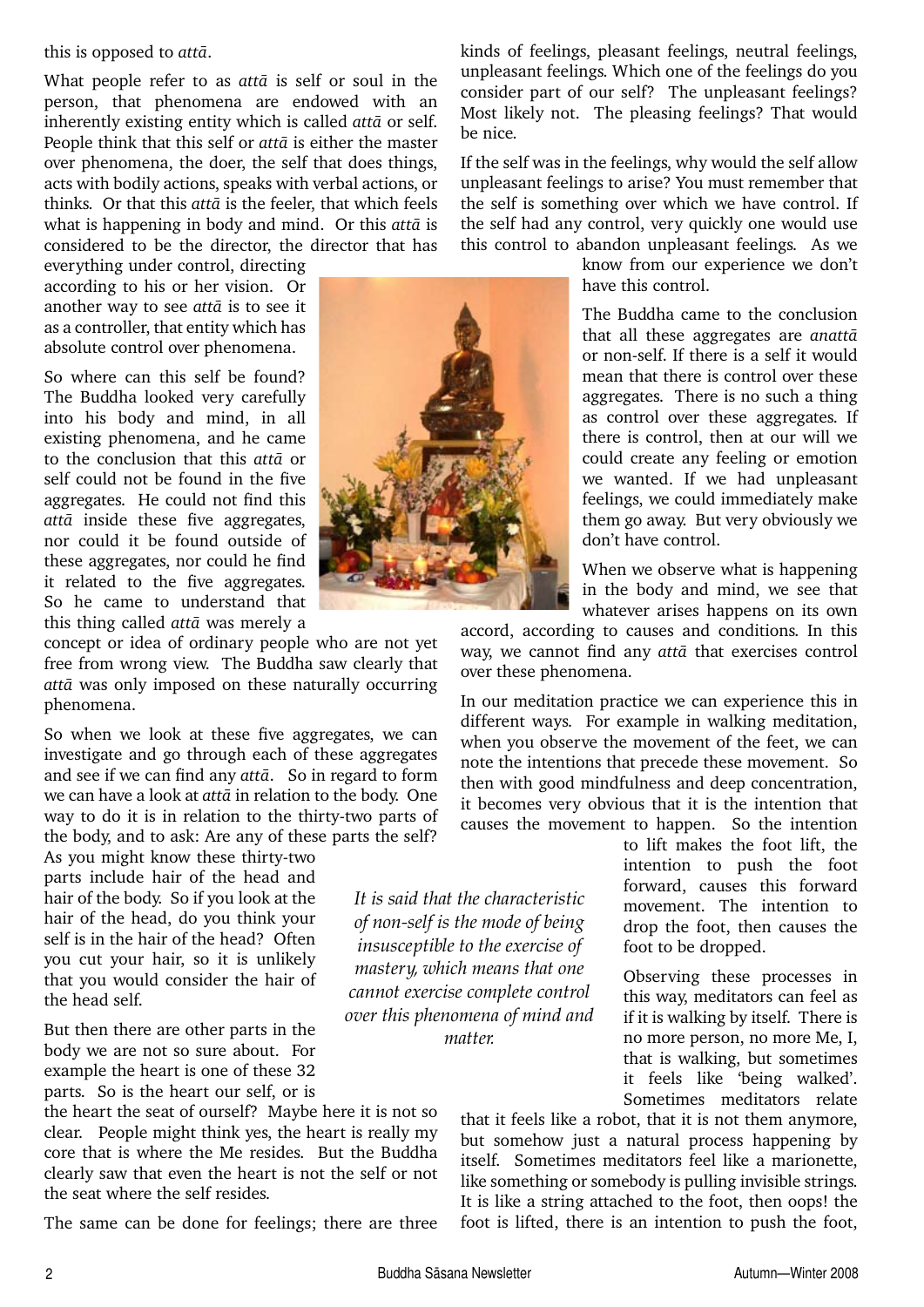this is opposed to *attā*.

What people refer to as *attā* is self or soul in the person, that phenomena are endowed with an inherently existing entity which is called *attā* or self. People think that this self or *attā* is either the master over phenomena, the doer, the self that does things, acts with bodily actions, speaks with verbal actions, or thinks. Or that this *attā* is the feeler, that which feels what is happening in body and mind. Or this *attā* is considered to be the director, the director that has everything under control, directing according to his or her vision. Or another way to see *attā* is to see it as a controller, that entity which has absolute control over phenomena.

So where can this self be found? The Buddha looked very carefully into his body and mind, in all existing phenomena, and he came to the conclusion that this *attā* or self could not be found in the five aggregates. He could not find this *attā* inside these five aggregates, nor could it be found outside of these aggregates, nor could he find it related to the five aggregates. So he came to understand that this thing called *attā* was merely a concept or idea of ordinary people who are not yet free from wrong view. The Buddha saw clearly that *attā* was only imposed on these naturally occurring phenomena.

So when we look at these five aggregates, we can investigate and go through each of these aggregates and see if we can find any *attā*. So in regard to form we can have a look at *attā* in relation to the body. One way to do it is in relation to the thirty-two parts of the body, and to ask: Are any of these parts the self? As you might know these thirty-two parts include hair of the head and hair of the body. So if you look at the hair of the head, do you think your self is in the hair of the head? Often you cut your hair, so it is unlikely that you would consider the hair of the head self.

But then there are other parts in the body we are not so sure about. For example the heart is one of these 32 parts. So is the heart our self, or is the heart the seat of ourself? Maybe here it is not so clear. People might think yes, the heart is really my core that is where the Me resides. But the Buddha clearly saw that even the heart is not the self or not the seat where the self resides.

The same can be done for feelings; there are three kinds of feelings, pleasant feelings, neutral feelings, unpleasant feelings. Which one of the feelings do you consider part of our self? The unpleasant feelings? Most likely not. The pleasing feelings? That would be nice.

If the self was in the feelings, why would the self allow unpleasant feelings to arise? You must remember that the self is something over which we have control. If the self had any control, very quickly one would use this control to abandon unpleasant feelings. As we know from our experience we don't have this control.

The Buddha came to the conclusion that all these aggregates are *anattā* or non-self. If there is a self it would mean that there is control over these aggregates. There is no such a thing as control over these aggregates. If there is control, then at our will we could create any feeling or emotion we wanted. If we had unpleasant feelings, we could immediately make them go away. But very obviously we don't have control.

When we observe what is happening in the body and mind, we see that whatever arises happens on its own accord, according to causes and conditions. In this way, we cannot find any *attā* that exercises control over these phenomena.

In our meditation practice we can experience this in different ways. For example in walking meditation, when you observe the movement of the feet, we can note the intentions that precede these movement. So then with good mindfulness and deep concentration, it becomes very obvious that it is the intention that causes the movement to happen. So the intention to lift makes the foot lift, the intention to push the foot forward, causes this forward movement. The intention to drop the foot, then causes the foot to be dropped.

*It is said that the characteristic of non-self is the mode of being insusceptible to the exercise of mastery, which means that one cannot exercise complete control over this phenomena of mind and matter.*

Observing these processes in this way, meditators can feel as if it is walking by itself. There is no more person, no more Me, I, that is walking, but sometimes it feels like 'being walked'. Sometimes meditators relate that it feels like a robot, that it is not them anymore, but somehow just a natural process happening by itself. Sometimes meditators feel like a marionette, like something or somebody is pulling invisible strings. It is like a string attached to the foot, then oops! the foot is lifted, there is an intention to push the foot,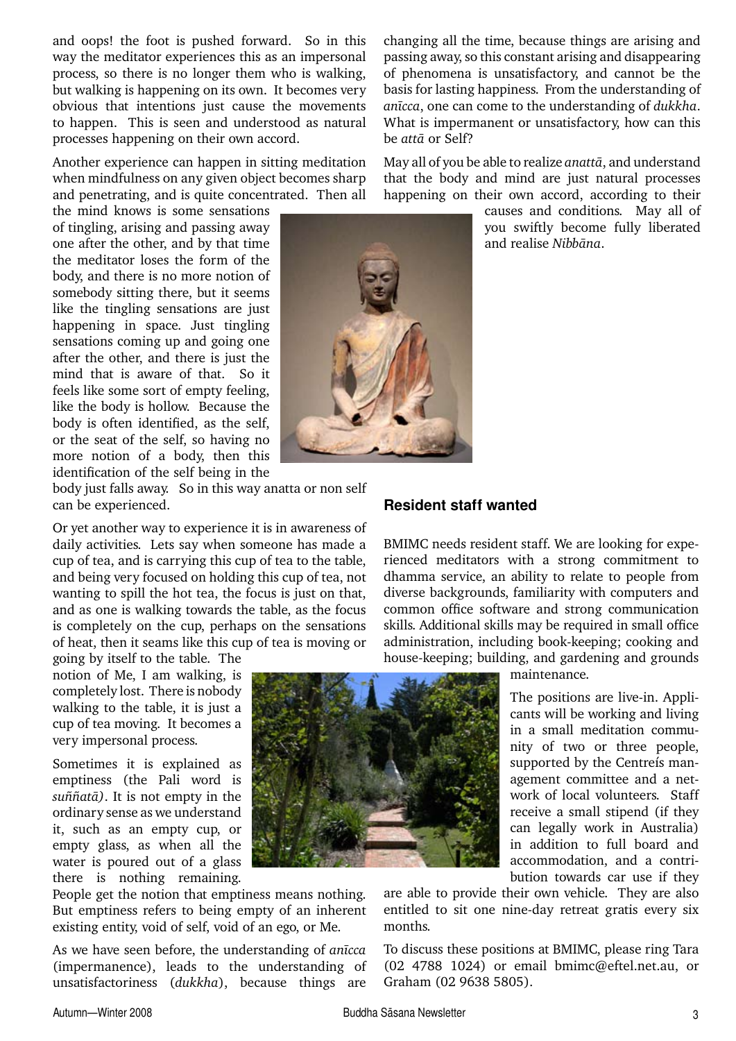and oops! the foot is pushed forward. So in this way the meditator experiences this as an impersonal process, so there is no longer them who is walking, but walking is happening on its own. It becomes very obvious that intentions just cause the movements to happen. This is seen and understood as natural processes happening on their own accord.

Another experience can happen in sitting meditation when mindfulness on any given object becomes sharp and penetrating, and is quite concentrated. Then all the mind knows is some sensations of tingling, arising and passing away one after the other, and by that time the meditator loses the form of the body, and there is no more notion of somebody sitting there, but it seems like the tingling sensations are just happening in space. Just tingling sensations coming up and going one after the other, and there is just the mind that is aware of that. So it feels like some sort of empty feeling, like the body is hollow. Because the body is often identified, as the self, or the seat of the self, so having no more notion of a body, then this identification of the self being in the body just falls away. So in this way anatta or non self can be experienced.

Or yet another way to experience it is in awareness of daily activities. Lets say when someone has made a cup of tea, and is carrying this cup of tea to the table, and being very focused on holding this cup of tea, not wanting to spill the hot tea, the focus is just on that, and as one is walking towards the table, as the focus is completely on the cup, perhaps on the sensations of heat, then it seams like this cup of tea is moving or going by itself to the table. The notion of Me, I am walking, is completely lost. There is nobody walking to the table, it is just a cup of tea moving. It becomes a very impersonal process.

Sometimes it is explained as emptiness (the Pali word is *suññatā)*. It is not empty in the ordinary sense as we understand it, such as an empty cup, or empty glass, as when all the water is poured out of a glass there is nothing remaining. People get the notion that emptiness means nothing. But emptiness refers to being empty of an inherent existing entity, void of self, void of an ego, or Me.

As we have seen before, the understanding of *anīcca* (impermanence), leads to the understanding of unsatisfactoriness (*dukkha*), because things are changing all the time, because things are arising and passing away, so this constant arising and disappearing of phenomena is unsatisfactory, and cannot be the basis for lasting happiness. From the understanding of *anīcca*, one can come to the understanding of *dukkha*. What is impermanent or unsatisfactory, how can this be *attā* or Self?

May all of you be able to realize *anattā*, and understand that the body and mind are just natural processes happening on their own accord, according to their causes and conditions. May all of you swiftly become fully liberated and realise *Nibbāna*.

## Resident staff wanted

BMIMC needs resident staff. We are looking for experienced meditators with a strong commitment to dhamma service, an ability to relate to people from diverse backgrounds, familiarity with computers and common office software and strong communication skills. Additional skills may be required in small office administration, including book-keeping; cooking and house-keeping; building, and gardening and grounds maintenance.

The positions are live-in. Applicants will be working and living in a small meditation community of two or three people, supported by the Centreís management committee and a network of local volunteers. Staff receive a small stipend (if they can legally work in Australia) in addition to full board and accommodation, and a contribution towards car use if they are able to provide their own vehicle. They are also entitled to sit one nine-day retreat gratis every six months.

To discuss these positions at BMIMC, please ring Tara (02 4788 1024) or email bmimc@eftel.net.au, or Graham (02 9638 5805).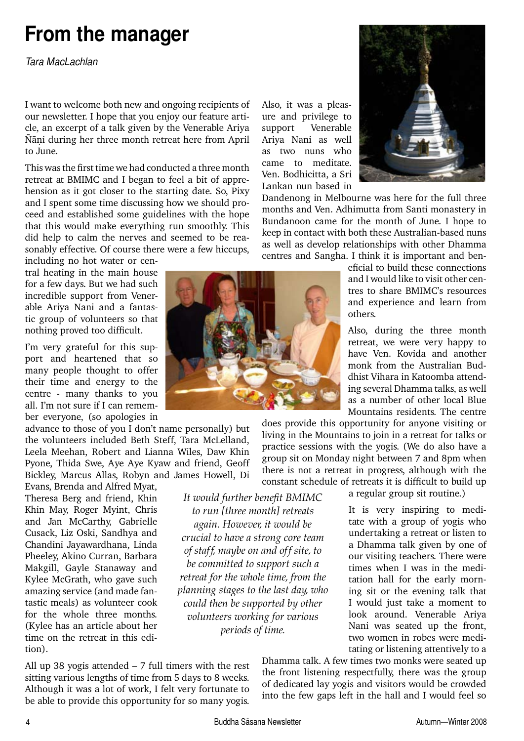# From the manager

*Tara MacLachlan*

I want to welcome both new and ongoing recipients of our newsletter. I hope that you enjoy our feature article, an excerpt of a talk given by the Venerable Ariya Ñāṇi during her three month retreat here from April to June.

This was the first time we had conducted a three month retreat at BMIMC and I began to feel a bit of apprehension as it got closer to the starting date. So, Pixy and I spent some time discussing how we should proceed and established some guidelines with the hope that this would make everything run smoothly. This did help to calm the nerves and seemed to be reasonably effective. Of course there were a few hiccups, including no hot water or central heating in the main house for a few days. But we had such incredible support from Venerable Ariya Nani and a fantastic group of volunteers so that nothing proved too difficult.

I'm very grateful for this support and heartened that so many people thought to offer their time and energy to the centre - many thanks to you all. I'm not sure if I can remember everyone, (so apologies in advance to those of you I don't name personally) but the volunteers included Beth Steff, Tara McLelland, Leela Meehan, Robert and Lianna Wiles, Daw Khin Pyone, Thida Swe, Aye Aye Kyaw and friend, Geoff Bickley, Marcus Allas, Robyn and James Howell, Di Evans, Brenda and Alfred Myat, Theresa Berg and friend, Khin Khin May, Roger Myint, Chris and Jan McCarthy, Gabrielle Cusack, Liz Oski, Sandhya and Chandini Jayawardhana, Linda Pheeley, Akino Curran, Barbara Makgill, Gayle Stanaway and Kylee McGrath, who gave such amazing service (and made fantastic meals) as volunteer cook for the whole three months. (Kylee has an article about her time on the retreat in this edition).

All up 38 yogis attended – 7 full timers with the rest sitting various lengths of time from 5 days to 8 weeks. Although it was a lot of work, I felt very fortunate to be able to provide this opportunity for so many yogis.

Also, it was a pleasure and privilege to support Venerable Ariya Nani as well as two nuns who came to meditate. Ven. Bodhicitta, a Sri Lankan nun based in Dandenong in Melbourne was here for the full three months and Ven. Adhimutta from Santi monastery in Bundanoon came for the month of June. I hope to keep in contact with both these Australian-based nuns as well as develop relationships with other Dhamma centres and Sangha. I think it is important and beneficial to build these connections and I would like to visit other centres to share BMIMC's resources and experience and learn from others.

Also, during the three month retreat, we were very happy to have Ven. Kovida and another monk from the Australian Buddhist Vihara in Katoomba attending several Dhamma talks, as well as a number of other local Blue Mountains residents. The centre does provide this opportunity for anyone visiting or living in the Mountains to join in a retreat for talks or practice sessions with the yogis. (We do also have a group sit on Monday night between 7 and 8pm when there is not a retreat in progress, although with the constant schedule of retreats it is difficult to build up a regular group sit routine.)

*It would further benefit BMIMC to run [three month] retreats again. However, it would be crucial to have a strong core team of staff, maybe on and off site, to be committed to support such a retreat for the whole time, from the planning stages to the last day, who could then be supported by other volunteers working for various periods of time.*

It is very inspiring to meditate with a group of yogis who undertaking a retreat or listen to a Dhamma talk given by one of our visiting teachers. There were times when I was in the meditation hall for the early morning sit or the evening talk that I would just take a moment to look around. Venerable Ariya Nani was seated up the front, two women in robes were meditating or listening attentively to a Dhamma talk. A few times two monks were seated up the front listening respectfully, there was the group of dedicated lay yogis and visitors would be crowded into the few gaps left in the hall and I would feel so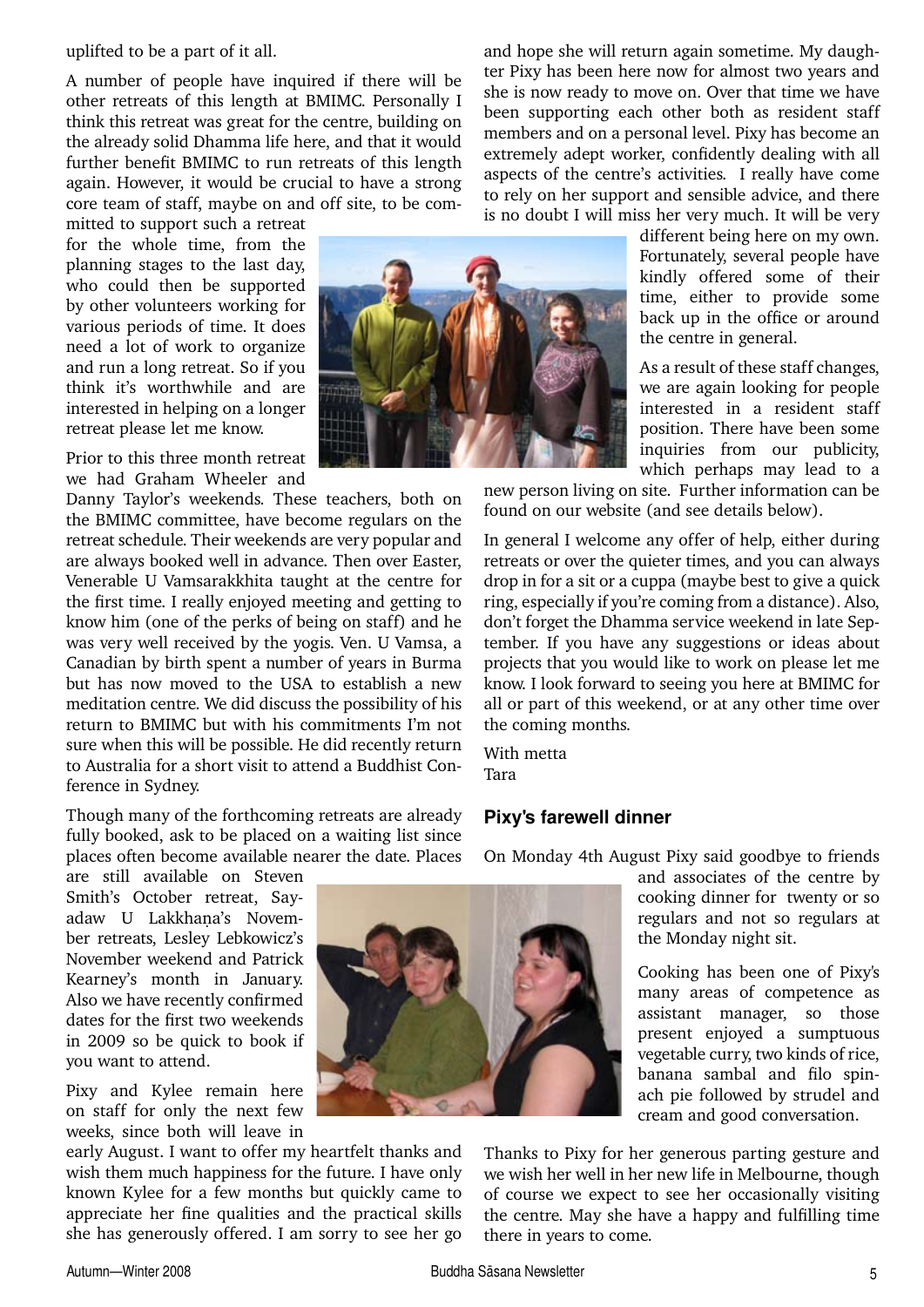uplifted to be a part of it all.

A number of people have inquired if there will be other retreats of this length at BMIMC. Personally I think this retreat was great for the centre, building on the already solid Dhamma life here, and that it would further benefit BMIMC to run retreats of this length again. However, it would be crucial to have a strong core team of staff, maybe on and off site, to be committed to support such a retreat for the whole time, from the planning stages to the last day, who could then be supported by other volunteers working for various periods of time. It does need a lot of work to organize and run a long retreat. So if you think it's worthwhile and are interested in helping on a longer retreat please let me know.

Prior to this three month retreat we had Graham Wheeler and Danny Taylor's weekends. These teachers, both on the BMIMC committee, have become regulars on the retreat schedule. Their weekends are very popular and are always booked well in advance. Then over Easter, Venerable U Vamsarakkhita taught at the centre for the first time. I really enjoyed meeting and getting to know him (one of the perks of being on staff) and he was very well received by the yogis. Ven. U Vamsa, a Canadian by birth spent a number of years in Burma but has now moved to the USA to establish a new meditation centre. We did discuss the possibility of his return to BMIMC but with his commitments I'm not sure when this will be possible. He did recently return to Australia for a short visit to attend a Buddhist Conference in Sydney.

Though many of the forthcoming retreats are already fully booked, ask to be placed on a waiting list since places often become available nearer the date. Places are still available on Steven Smith's October retreat, Sayadaw U Lakkhaṇa's November retreats, Lesley Lebkowicz's November weekend and Patrick Kearney's month in January. Also we have recently confirmed dates for the first two weekends in 2009 so be quick to book if you want to attend.

Pixy and Kylee remain here on staff for only the next few weeks, since both will leave in early August. I want to offer my heartfelt thanks and wish them much happiness for the future. I have only known Kylee for a few months but quickly came to appreciate her fine qualities and the practical skills she has generously offered. I am sorry to see her go and hope she will return again sometime. My daughter Pixy has been here now for almost two years and she is now ready to move on. Over that time we have been supporting each other both as resident staff members and on a personal level. Pixy has become an extremely adept worker, confidently dealing with all aspects of the centre's activities. I really have come to rely on her support and sensible advice, and there is no doubt I will miss her very much. It will be very different being here on my own. Fortunately, several people have kindly offered some of their time, either to provide some back up in the office or around the centre in general.

As a result of these staff changes, we are again looking for people interested in a resident staff position. There have been some inquiries from our publicity, which perhaps may lead to a new person living on site. Further information can be found on our website (and see details below).

In general I welcome any offer of help, either during retreats or over the quieter times, and you can always drop in for a sit or a cuppa (maybe best to give a quick ring, especially if you're coming from a distance). Also, don't forget the Dhamma service weekend in late September. If you have any suggestions or ideas about projects that you would like to work on please let me know. I look forward to seeing you here at BMIMC for all or part of this weekend, or at any other time over the coming months.

With metta
Tara

### Pixy's farewell dinner

On Monday 4th August Pixy said goodbye to friends and associates of the centre by cooking dinner for twenty or so regulars and not so regulars at the Monday night sit.

Cooking has been one of Pixy's many areas of competence as assistant manager, so those present enjoyed a sumptuous vegetable curry, two kinds of rice, banana sambal and filo spinach pie followed by strudel and cream and good conversation.

Thanks to Pixy for her generous parting gesture and we wish her well in her new life in Melbourne, though of course we expect to see her occasionally visiting the centre. May she have a happy and fulfilling time there in years to come.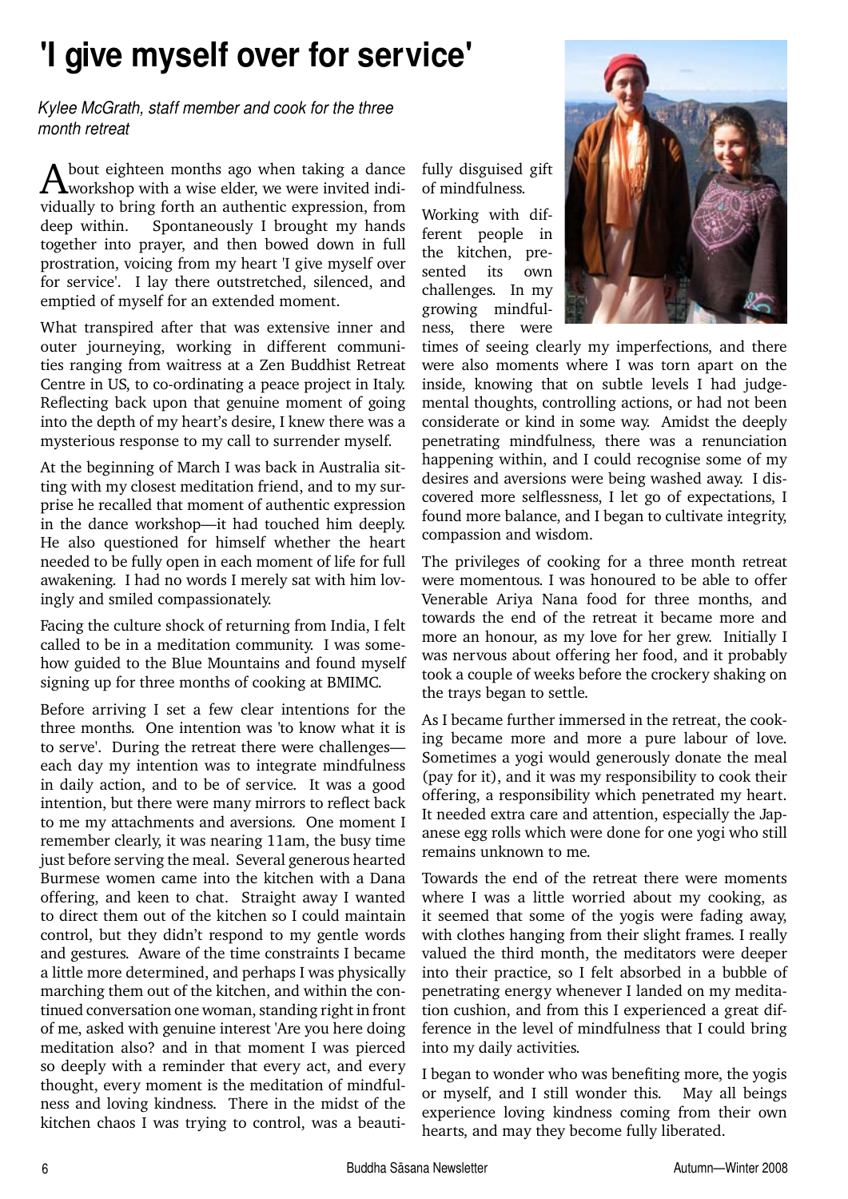# 'I give myself over for service'

*Kylee McGrath, staff member and cook for the three month retreat*

About eighteen months ago when taking a dance workshop with a wise elder, we were invited individually to bring forth an authentic expression, from deep within. Spontaneously I brought my hands together into prayer, and then bowed down in full prostration, voicing from my heart 'I give myself over for service'. I lay there outstretched, silenced, and emptied of myself for an extended moment.

What transpired after that was extensive inner and outer journeying, working in different communities ranging from waitress at a Zen Buddhist Retreat Centre in US, to co-ordinating a peace project in Italy. Reflecting back upon that genuine moment of going into the depth of my heart's desire, I knew there was a mysterious response to my call to surrender myself.

At the beginning of March I was back in Australia sitting with my closest meditation friend, and to my surprise he recalled that moment of authentic expression in the dance workshop—it had touched him deeply. He also questioned for himself whether the heart needed to be fully open in each moment of life for full awakening. I had no words I merely sat with him lovingly and smiled compassionately.

Facing the culture shock of returning from India, I felt called to be in a meditation community. I was somehow guided to the Blue Mountains and found myself signing up for three months of cooking at BMIMC.

Before arriving I set a few clear intentions for the three months. One intention was 'to know what it is to serve'. During the retreat there were challenges—each day my intention was to integrate mindfulness in daily action, and to be of service. It was a good intention, but there were many mirrors to reflect back to me my attachments and aversions. One moment I remember clearly, it was nearing 11am, the busy time just before serving the meal. Several generous hearted Burmese women came into the kitchen with a Dana offering, and keen to chat. Straight away I wanted to direct them out of the kitchen so I could maintain control, but they didn't respond to my gentle words and gestures. Aware of the time constraints I became a little more determined, and perhaps I was physically marching them out of the kitchen, and within the continued conversation one woman, standing right in front of me, asked with genuine interest 'Are you here doing meditation also? and in that moment I was pierced so deeply with a reminder that every act, and every thought, every moment is the meditation of mindfulness and loving kindness. There in the midst of the kitchen chaos I was trying to control, was a beautifully disguised gift of mindfulness.

Working with different people in the kitchen, presented its own challenges. In my growing mindfulness, there were times of seeing clearly my imperfections, and there were also moments where I was torn apart on the inside, knowing that on subtle levels I had judgemental thoughts, controlling actions, or had not been considerate or kind in some way. Amidst the deeply penetrating mindfulness, there was a renunciation happening within, and I could recognise some of my desires and aversions were being washed away. I discovered more selflessness, I let go of expectations, I found more balance, and I began to cultivate integrity, compassion and wisdom.

The privileges of cooking for a three month retreat were momentous. I was honoured to be able to offer Venerable Ariya Nana food for three months, and towards the end of the retreat it became more and more an honour, as my love for her grew. Initially I was nervous about offering her food, and it probably took a couple of weeks before the crockery shaking on the trays began to settle.

As I became further immersed in the retreat, the cooking became more and more a pure labour of love. Sometimes a yogi would generously donate the meal (pay for it), and it was my responsibility to cook their offering, a responsibility which penetrated my heart. It needed extra care and attention, especially the Japanese egg rolls which were done for one yogi who still remains unknown to me.

Towards the end of the retreat there were moments where I was a little worried about my cooking, as it seemed that some of the yogis were fading away, with clothes hanging from their slight frames. I really valued the third month, the meditators were deeper into their practice, so I felt absorbed in a bubble of penetrating energy whenever I landed on my meditation cushion, and from this I experienced a great difference in the level of mindfulness that I could bring into my daily activities.

I began to wonder who was benefiting more, the yogis or myself, and I still wonder this. May all beings experience loving kindness coming from their own hearts, and may they become fully liberated.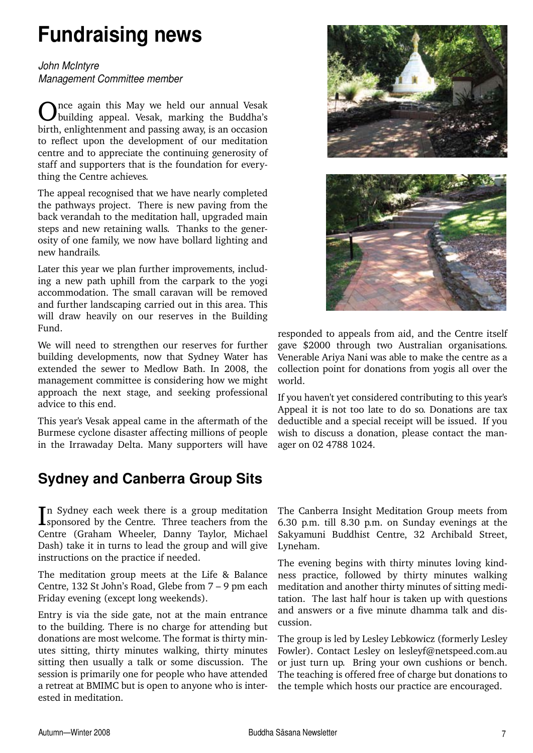# Fundraising news

*John McIntyre*
*Management Committee member*

Once again this May we held our annual Vesak building appeal. Vesak, marking the Buddha's birth, enlightenment and passing away, is an occasion to reflect upon the development of our meditation centre and to appreciate the continuing generosity of staff and supporters that is the foundation for everything the Centre achieves.

The appeal recognised that we have nearly completed the pathways project. There is new paving from the back verandah to the meditation hall, upgraded main steps and new retaining walls. Thanks to the generosity of one family, we now have bollard lighting and new handrails.

Later this year we plan further improvements, including a new path uphill from the carpark to the yogi accommodation. The small caravan will be removed and further landscaping carried out in this area. This will draw heavily on our reserves in the Building Fund.

We will need to strengthen our reserves for further building developments, now that Sydney Water has extended the sewer to Medlow Bath. In 2008, the management committee is considering how we might approach the next stage, and seeking professional advice to this end.

This year's Vesak appeal came in the aftermath of the Burmese cyclone disaster affecting millions of people in the Irrawaday Delta. Many supporters will have responded to appeals from aid, and the Centre itself gave $2000 through two Australian organisations. Venerable Ariya Nani was able to make the centre as a collection point for donations from yogis all over the world.

If you haven't yet considered contributing to this year's Appeal it is not too late to do so. Donations are tax deductible and a special receipt will be issued. If you wish to discuss a donation, please contact the manager on 02 4788 1024.

## Sydney and Canberra Group Sits

In Sydney each week there is a group meditation sponsored by the Centre. Three teachers from the Centre (Graham Wheeler, Danny Taylor, Michael Dash) take it in turns to lead the group and will give instructions on the practice if needed.

The meditation group meets at the Life & Balance Centre, 132 St John's Road, Glebe from 7 – 9 pm each Friday evening (except long weekends).

Entry is via the side gate, not at the main entrance to the building. There is no charge for attending but donations are most welcome. The format is thirty minutes sitting, thirty minutes walking, thirty minutes sitting then usually a talk or some discussion. The session is primarily one for people who have attended a retreat at BMIMC but is open to anyone who is interested in meditation.

The Canberra Insight Meditation Group meets from 6.30 p.m. till 8.30 p.m. on Sunday evenings at the Sakyamuni Buddhist Centre, 32 Archibald Street, Lyneham.

The evening begins with thirty minutes loving kindness practice, followed by thirty minutes walking meditation and another thirty minutes of sitting meditation. The last half hour is taken up with questions and answers or a five minute dhamma talk and discussion.

The group is led by Lesley Lebkowicz (formerly Lesley Fowler). Contact Lesley on lesleyf@netspeed.com.au or just turn up. Bring your own cushions or bench. The teaching is offered free of charge but donations to the temple which hosts our practice are encouraged.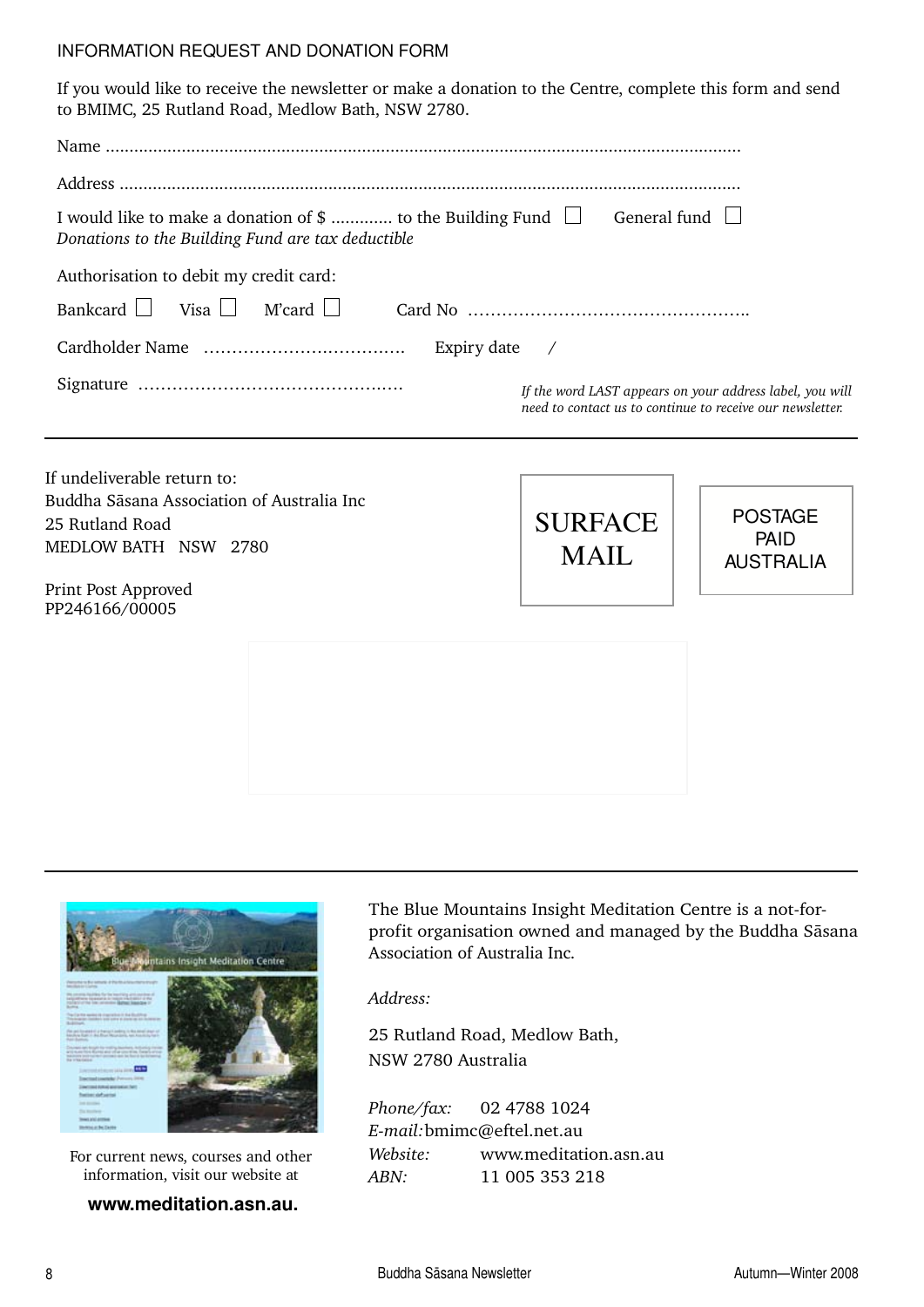## INFORMATION REQUEST AND DONATION FORM

If you would like to receive the newsletter or make a donation to the Centre, complete this form and send to BMIMC, 25 Rutland Road, Medlow Bath, NSW 2780.

Name ....................................................................................................................................

Address ................................................................................................................................

I would like to make a donation of $ ............ to the Building Fund ☐ General fund ☐

*Donations to the Building Fund are tax deductible*

Authorisation to debit my credit card:

Bankcard ☐ Visa ☐ M'card ☐ Card No ……………………………………………..

Cardholder Name ………………………………. Expiry date /

Signature …………………………………………

*If the word LAST appears on your address label, you will need to contact us to continue to receive our newsletter.*

---

If undeliverable return to:
Buddha Sāsana Association of Australia Inc
25 Rutland Road
MEDLOW BATH NSW 2780

Print Post Approved
PP246166/00005

SURFACE MAIL

POSTAGE PAID AUSTRALIA

---

For current news, courses and other information, visit our website at

**www.meditation.asn.au.**

The Blue Mountains Insight Meditation Centre is a not-for-profit organisation owned and managed by the Buddha Sāsana Association of Australia Inc.

*Address:*

25 Rutland Road, Medlow Bath,
NSW 2780 Australia

*Phone/fax:* 02 4788 1024
*E-mail:* bmimc@eftel.net.au
*Website:* www.meditation.asn.au
*ABN:* 11 005 353 218